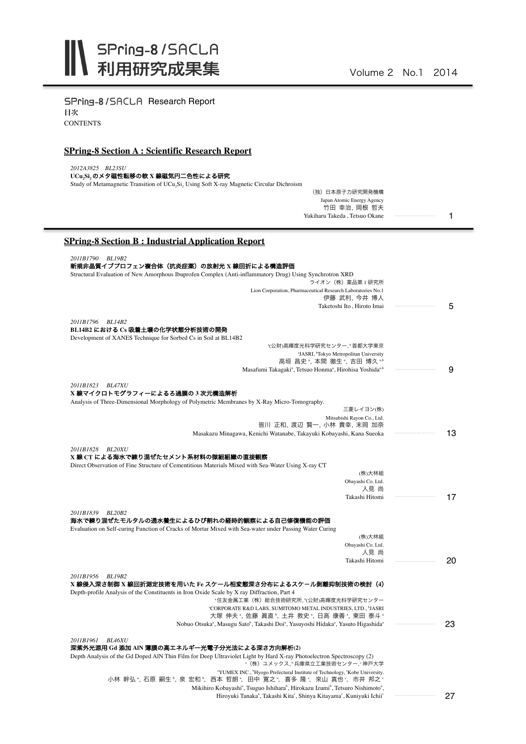# SPring-8 / SACLA 利用研究成果集

Volume 2 No.1 2014

SPring-8 / SACLA Research Report

目次

CONTENTS

## SPring-8 Section A : Scientific Research Report

*2012A3825 BL23SU*

**$UCu_2Si_2$ のメタ磁性転移の軟 X 線磁気円二色性による研究**

Study of Metamagnetic Transition of $UCu_2Si_2$ Using Soft X-ray Magnetic Circular Dichroism

（独）日本原子力研究開発機構
Japan Atomic Energy Agency
竹田 幸治, 岡根 哲夫
Yukiharu Takeda , Tetsuo Okane ……… 1

## SPring-8 Section B : Industrial Application Report

*2011B1790 BL19B2*

**新規非晶質イブプロフェン複合体（抗炎症薬）の放射光 X 線回折による構造評価**

Structural Evaluation of New Amorphous Ibuprofen Complex (Anti-inflammatory Drug) Using Synchrotron XRD

ライオン（株）薬品第 1 研究所
Lion Corporation, Pharmaceutical Research Laboratories No.1
伊藤 武利, 今井 博人
Taketoshi Ito , Hiroto Imai ……… 5

*2011B1796 BL14B2*

**BL14B2 における Cs 吸着土壌の化学状態分析技術の開発**

Development of XANES Technique for Sorbed Cs in Soil at BL14B2

[a](公財)高輝度光科学研究センター, [b]首都大学東京
[a]JASRI, [b]Tokyo Metropolitan University
高垣 昌史[a], 本間 徹生[a], 吉田 博久[a,b]
Masafumi Takagaki[a], Tetsuo Honma[a], Hirohisa Yoshida[a,b] ……… 9

*2011B1823 BL47XU*

**X 線マイクロトモグラフィーによるろ過膜の 3 次元構造解析**

Analysis of Three-Dimensional Morphology of Polymetric Membranes by X-Ray Micro-Tomography.

三菱レイヨン(株)
Mitsubishi Rayon Co., Ltd.
皆川 正和, 渡辺 賢一, 小林 貴幸, 末岡 加奈
Masakazu Minagawa, Kenichi Watanabe, Takayuki Kobayashi, Kana Sueoka ……… 13

*2011B1828 BL20XU*

**X 線 CT による海水で練り混ぜたセメント系材料の微細組織の直接観察**

Direct Observation of Fine Structure of Cementitious Materials Mixed with Sea-Water Using X-ray CT

(株)大林組
Obayashi Co. Ltd.
人見 尚
Takashi Hitomi ……… 17

*2011B1839 BL20B2*

**海水で練り混ぜたモルタルの通水養生によるひび割れの経時的観察による自己修復機能の評価**

Evaluation on Self-curing Function of Cracks of Mortar Mixed with Sea-water under Passing Water Curing

(株)大林組
Obayashi Co. Ltd.
人見 尚
Takashi Hitomi ……… 20

*2011B1956 BL19B2*

**X 線侵入深さ制御 X 線回折測定技術を用いた Fe スケール相変態深さ分布によるスケール剥離抑制技術の検討（4）**

Depth-profile Analysis of the Constituents in Iron Oxide Scale by X ray Diffraction, Part 4

[a]住友金属工業（株）総合技術研究所, [b](公財)高輝度光科学研究センター
[a]CORPORATE R&D LABS, SUMITOMO METAL INDUSTRIES, LTD., [b]JASRI
大塚 伸夫[a], 佐藤 眞直[b], 土井 教史[a], 日高 康善[a], 東田 泰斗[a]
Nobuo Otsuka[a], Masugu Sato[b], Takashi Doi[a], Yasuyoshi Hidaka[a], Yasuto Higashida[a] ……… 23

*2011B1961 BL46XU*

**深紫外光源用 Gd 添加 AlN 薄膜の高エネルギー光電子分光法による深さ方向解析(2)**

Depth Analysis of the Gd Doped AlN Thin Film for Deep Ultraviolet Light by Hard X-ray Photoelectron Spectroscopy (2)

[a]（株）ユメックス, [b]兵庫県立工業技術センター, [c]神戸大学
[a]YUMEX INC., [b]Hyogo Prefectural Institute of Technology, [c]Kobe University.
小林 幹弘[a], 石原 嗣生[b], 泉 宏和[b], 西本 哲朗[a], 田中 寛之[a], 喜多 隆[c], 來山 真也[c], 市井 邦之[c]
Mikihiro Kobayashi[a], Tsuguo Ishihara[b], Hirokazu Izumi[b], Tetsuro Nishimoto[a],
Hiroyuki Tanaka[a], Takashi Kita[c], Shinya Kitayama[c], Kuniyuki Ichii[c] ……… 27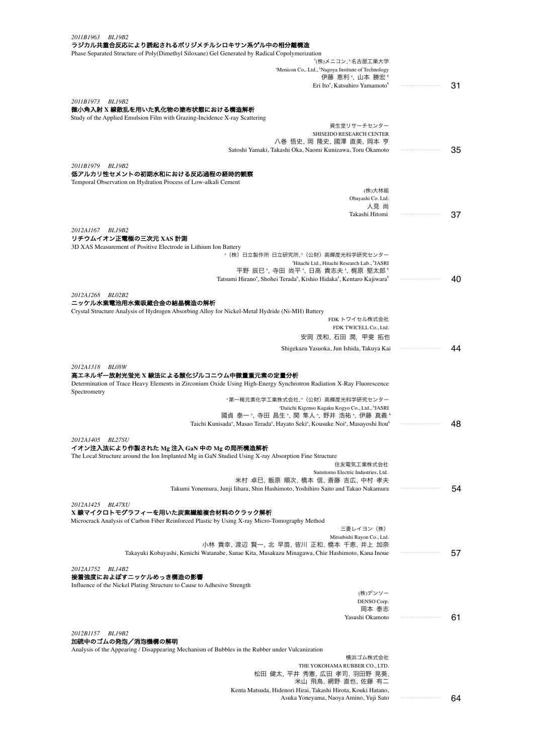*2011B1963　BL19B2*

**ラジカル共重合反応により誘起されるポリジメチルシロキサン系ゲル中の相分離構造**

Phase Separated Structure of Poly(Dimethyl Siloxane) Gel Generated by Radical Copolymerization

[a](株)メニコン, [b]名古屋工業大学
[a]Menicon Co,. Ltd., [b]Nagoya Institute of Technology
伊藤 恵利[a], 山本 勝宏[b]
Eri Ito[a], Katsuhiro Yamamoto[b] ………… 31

*2011B1973　BL19B2*

**微小角入射 X 線散乱を用いた乳化物の塗布状態における構造解析**

Study of the Applied Emulsion Film with Grazing-Incidence X-ray Scattering

資生堂リサーチセンター
SHISEIDO RESEARCH CENTER
八巻 悟史, 岡 隆史, 國澤 直美, 岡本 亨
Satoshi Yamaki, Takashi Oka, Naomi Kunizawa, Toru Okamoto ………… 35

*2011B1979　BL19B2*

**低アルカリ性セメントの初期水和における反応過程の経時的観察**

Temporal Observation on Hydration Process of Low-alkali Cement

(株)大林組
Obayashi Co. Ltd.
人見 尚
Takashi Hitomi ………… 37

*2012A1167　BL19B2*

**リチウムイオン正電極の三次元 XAS 計測**

3D XAS Measurement of Positive Electrode in Lithium Ion Battery

[a]（株）日立製作所 日立研究所, [b]（公財）高輝度光科学研究センター
[a]Hitachi Ltd., Hitachi Research Lab., [b]JASRI
平野 辰巳[a], 寺田 尚平[a], 日高 貴志夫[a], 梶原 堅太郎[b]
Tatsumi Hirano[a], Shohei Terada[a], Kishio Hidaka[a], Kentaro Kajiwara[b] ………… 40

*2012A1268　BL02B2*

**ニッケル水素電池用水素吸蔵合金の結晶構造の解析**

Crystal Structure Analysis of Hydrogen Absorbing Alloy for Nickel-Metal Hydride (Ni-MH) Battery

FDK トワイセル株式会社
FDK TWICELL Co., Ltd.
安岡 茂和, 石田 潤, 甲斐 拓也
Shigekazu Yasuoka, Jun Ishida, Takuya Kai ………… 44

*2012A1318　BL08W*

**高エネルギー放射光蛍光 X 線法による酸化ジルコニウム中微量重元素の定量分析**

Determination of Trace Heavy Elements in Zirconium Oxide Using High-Energy Synchrotron Radiation X-Ray Fluorescence Spectrometry

[a]第一稀元素化学工業株式会社, [b]（公財）高輝度光科学研究センター
[a]Daiichi Kigenso Kagaku Kogyo Co., Ltd., [b]JASRI
國貞 泰一[a], 寺田 昌生[a], 関 隼人[a], 野井 浩祐[a], 伊藤 真義[b]
Taichi Kunisada[a], Masao Terada[a], Hayato Seki[a], Kousuke Noi[a], Masayoshi Itou[b] ………… 48

*2012A1405　BL27SU*

**イオン注入法により作製された Mg 注入 GaN 中の Mg の局所構造解析**

The Local Structure around the Ion Implanted Mg in GaN Studied Using X-ray Absorption Fine Structure

住友電気工業株式会社
Sumitomo Electric Industries, Ltd.
米村 卓巳, 飯原 順次, 橋本 信, 斎藤 吉広, 中村 孝夫
Takumi Yonemura, Junji Iihara, Shin Hashimoto, Yoshihiro Saito and Takao Nakamura ………… 54

*2012A1425　BL47XU*

**X 線マイクロトモグラフィーを用いた炭素繊維複合材料のクラック解析**

Microcrack Analysis of Carbon Fiber Reinforced Plastic by Using X-ray Micro-Tomography Method

三菱レイヨン（株）
Mitsubishi Rayon Co., Ltd.
小林 貴幸, 渡辺 賢一, 北 早苗, 皆川 正和, 橋本 千恵, 井上 加奈
Takayuki Kobayashi, Kenichi Watanabe, Sanae Kita, Masakazu Minagawa, Chie Hashimoto, Kana Inoue ………… 57

*2012A1752　BL14B2*

**接着強度におよぼすニッケルめっき構造の影響**

Influence of the Nickel Plating Structure to Cause to Adhesive Strength

(株)デンソー
DENSO Corp.
岡本 泰志
Yasushi Okamoto ………… 61

*2012B1157　BL19B2*

**加硫中のゴムの発泡／消泡機構の解明**

Analysis of the Appearing / Disappearing Mechanism of Bubbles in the Rubber under Vulcanization

横浜ゴム株式会社
THE YOKOHAMA RUBBER CO., LTD.
松田 健太, 平井 秀憲, 広田 孝司, 羽田野 晃葵,
米山 飛鳥, 網野 直也, 佐藤 有二
Kenta Matsuda, Hidenori Hirai, Takashi Hirota, Kouki Hatano,
Asuka Yoneyama, Naoya Amino, Yuji Sato ………… 64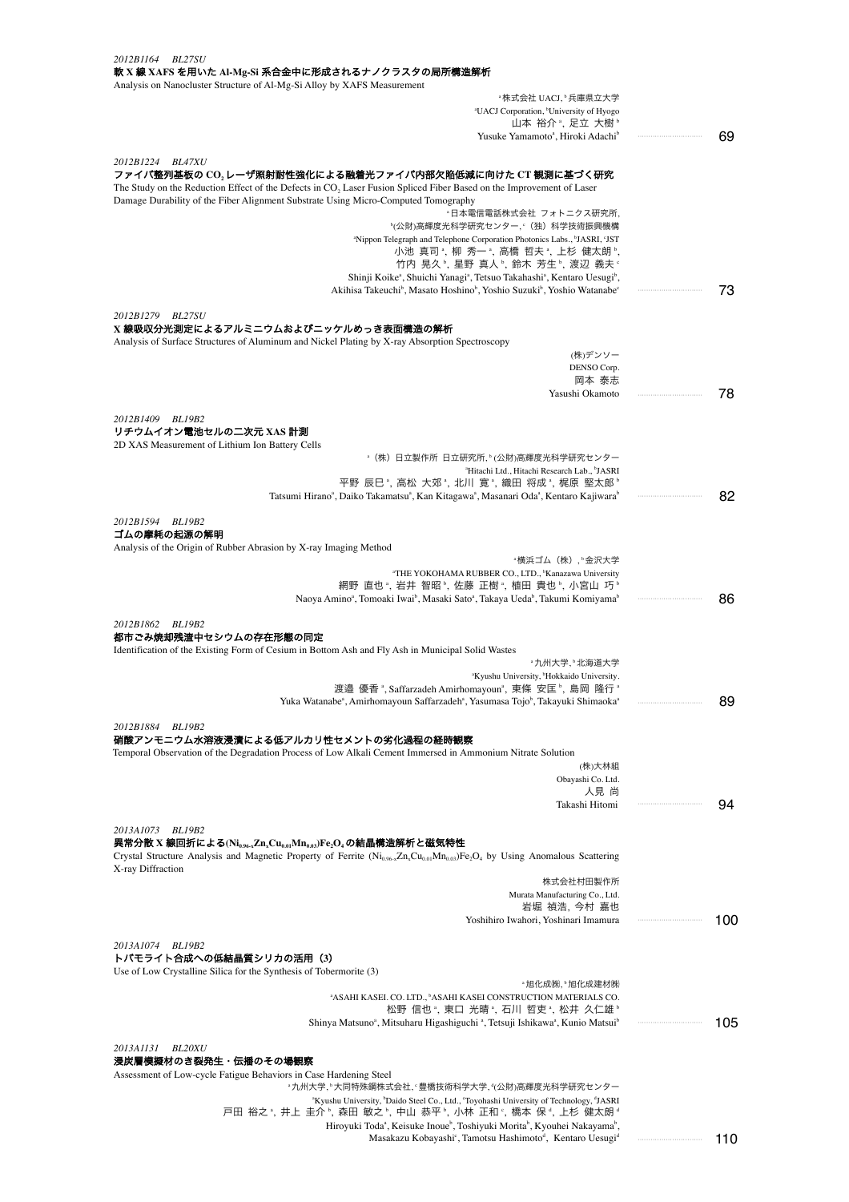*2012B1164 BL27SU*

**軟 X 線 XAFS を用いた Al-Mg-Si 系合金中に形成されるナノクラスタの局所構造解析**

Analysis on Nanocluster Structure of Al-Mg-Si Alloy by XAFS Measurement

[a]株式会社 UACJ, [b]兵庫県立大学
[a]UACJ Corporation, [b]University of Hyogo
山本 裕介[a], 足立 大樹[b]
Yusuke Yamamoto[a], Hiroki Adachi[b] ………… 69

*2012B1224 BL47XU*

**ファイバ整列基板の $CO_2$ レーザ照射耐性強化による融着光ファイバ内部欠陥低減に向けた CT 観測に基づく研究**

The Study on the Reduction Effect of the Defects in $CO_2$ Laser Fusion Spliced Fiber Based on the Improvement of Laser Damage Durability of the Fiber Alignment Substrate Using Micro-Computed Tomography

[a]日本電信電話株式会社 フォトニクス研究所, [b](公財)高輝度光科学研究センター, [c](独) 科学技術振興機構
[a]Nippon Telegraph and Telephone Corporation Photonics Labs., [b]JASRI, [c]JST
小池 真司[a], 柳 秀一[a], 高橋 哲夫[a], 上杉 健太朗[b], 竹内 晃久[b], 星野 真人[b], 鈴木 芳生[b], 渡辺 義夫[c]
Shinji Koike[a], Shuichi Yanagi[a], Tetsuo Takahashi[a], Kentaro Uesugi[b], Akihisa Takeuchi[b], Masato Hoshino[b], Yoshio Suzuki[b], Yoshio Watanabe[c] ………… 73

*2012B1279 BL27SU*

**X 線吸収分光測定によるアルミニウムおよびニッケルめっき表面構造の解析**

Analysis of Surface Structures of Aluminum and Nickel Plating by X-ray Absorption Spectroscopy

(株)デンソー
DENSO Corp.
岡本 泰志
Yasushi Okamoto ………… 78

*2012B1409 BL19B2*

**リチウムイオン電池セルの二次元 XAS 計測**

2D XAS Measurement of Lithium Ion Battery Cells

[a](株) 日立製作所 日立研究所, [b](公財)高輝度光科学研究センター
[a]Hitachi Ltd., Hitachi Research Lab., [b]JASRI
平野 辰巳[a], 高松 大郊[a], 北川 寛[a], 織田 将成[a], 梶原 堅太郎[b]
Tatsumi Hirano[a], Daiko Takamatsu[a], Kan Kitagawa[a], Masanari Oda[a], Kentaro Kajiwara[b] ………… 82

*2012B1594 BL19B2*

**ゴムの摩耗の起源の解明**

Analysis of the Origin of Rubber Abrasion by X-ray Imaging Method

[a]横浜ゴム（株）, [b]金沢大学
[a]THE YOKOHAMA RUBBER CO., LTD., [b]Kanazawa University
網野 直也[a], 岩井 智昭[b], 佐藤 正樹[a], 植田 貴也[b], 小宮山 巧[b]
Naoya Amino[a], Tomoaki Iwai[b], Masaki Sato[a], Takaya Ueda[b], Takumi Komiyama[b] ………… 86

*2012B1862 BL19B2*

**都市ごみ焼却残渣中セシウムの存在形態の同定**

Identification of the Existing Form of Cesium in Bottom Ash and Fly Ash in Municipal Solid Wastes

[a]九州大学, [b]北海道大学
[a]Kyushu University, [b]Hokkaido University.
渡邉 優香[a], Saffarzadeh Amirhomayoun[a], 東條 安匡[b], 島岡 隆行[a]
Yuka Watanabe[a], Amirhomayoun Saffarzadeh[a], Yasumasa Tojo[b], Takayuki Shimaoka[a] ………… 89

*2012B1884 BL19B2*

**硝酸アンモニウム水溶液浸漬による低アルカリ性セメントの劣化過程の経時観察**

Temporal Observation of the Degradation Process of Low Alkali Cement Immersed in Ammonium Nitrate Solution

(株)大林組
Obayashi Co. Ltd.
人見 尚
Takashi Hitomi ………… 94

*2013A1073 BL19B2*

**異常分散 X 線回折による$(Ni_{0.96-x}Zn_xCu_{0.01}Mn_{0.03})Fe_2O_4$の結晶構造解析と磁気特性**

Crystal Structure Analysis and Magnetic Property of Ferrite $(Ni_{0.96-x}Zn_xCu_{0.01}Mn_{0.03})Fe_2O_4$ by Using Anomalous Scattering X-ray Diffraction

株式会社村田製作所
Murata Manufacturing Co., Ltd.
岩堀 禎浩, 今村 嘉也
Yoshihiro Iwahori, Yoshinari Imamura ………… 100

*2013A1074 BL19B2*

**トバモライト合成への低結晶質シリカの活用（3）**

Use of Low Crystalline Silica for the Synthesis of Tobermorite (3)

[a]旭化成㈱, [b]旭化成建材㈱
[a]ASAHI KASEI. CO. LTD., [b]ASAHI KASEI CONSTRUCTION MATERIALS CO.
松野 信也[a], 東口 光晴[a], 石川 哲吏[a], 松井 久仁雄[b]
Shinya Matsuno[a], Mitsuharu Higashiguchi[a], Tetsuji Ishikawa[a], Kunio Matsui[b] ………… 105

*2013A1131 BL20XU*

**浸炭層模擬材のき裂発生・伝播のその場観察**

Assessment of Low-cycle Fatigue Behaviors in Case Hardening Steel

[a]九州大学, [b]大同特殊鋼株式会社, [c]豊橋技術科学大学, [d](公財)高輝度光科学研究センター
[a]Kyushu University, [b]Daido Steel Co., Ltd., [c]Toyohashi University of Technology, [d]JASRI
戸田 裕之[a], 井上 圭介[b], 森田 敏之[b], 中山 恭平[b], 小林 正和[c], 橋本 保[d], 上杉 健太朗[d]
Hiroyuki Toda[a], Keisuke Inoue[b], Toshiyuki Morita[b], Kyouhei Nakayama[b], Masakazu Kobayashi[c], Tamotsu Hashimoto[d], Kentaro Uesugi[d] ………… 110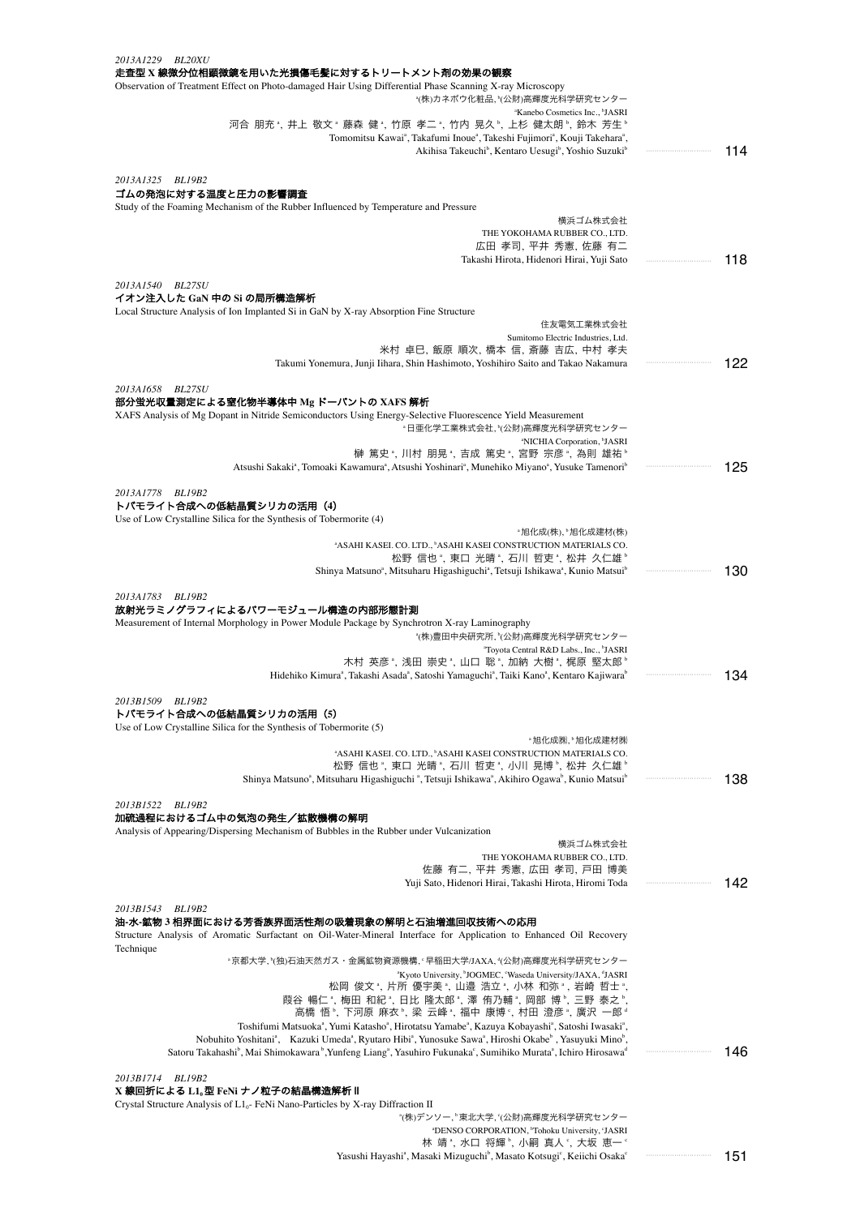*2013A1229　BL20XU*

**走査型 X 線微分位相顕微鏡を用いた光損傷毛髪に対するトリートメント剤の効果の観察**

Observation of Treatment Effect on Photo-damaged Hair Using Differential Phase Scanning X-ray Microscopy

[a](株)カネボウ化粧品, [b](公財)高輝度光科学研究センター
[a]Kanebo Cosmetics Inc., [b]JASRI
河合 朋充[a], 井上 敬文[a] 藤森 健[a], 竹原 孝二[a], 竹内 晃久[b], 上杉 健太朗[b], 鈴木 芳生[b]
Tomomitsu Kawai[a], Takafumi Inoue[a], Takeshi Fujimori[a], Kouji Takehara[a], Akihisa Takeuchi[b], Kentaro Uesugi[b], Yoshio Suzuki[b] ………… 114

*2013A1325　BL19B2*

**ゴムの発泡に対する温度と圧力の影響調査**

Study of the Foaming Mechanism of the Rubber Influenced by Temperature and Pressure

横浜ゴム株式会社
THE YOKOHAMA RUBBER CO., LTD.
広田 孝司, 平井 秀憲, 佐藤 有二
Takashi Hirota, Hidenori Hirai, Yuji Sato ………… 118

*2013A1540　BL27SU*

**イオン注入した GaN 中の Si の局所構造解析**

Local Structure Analysis of Ion Implanted Si in GaN by X-ray Absorption Fine Structure

住友電気工業株式会社
Sumitomo Electric Industries, Ltd.
米村 卓巳, 飯原 順次, 橋本 信, 斎藤 吉広, 中村 孝夫
Takumi Yonemura, Junji Iihara, Shin Hashimoto, Yoshihiro Saito and Takao Nakamura ………… 122

*2013A1658　BL27SU*

**部分蛍光収量測定による窒化物半導体中 Mg ドーパントの XAFS 解析**

XAFS Analysis of Mg Dopant in Nitride Semiconductors Using Energy-Selective Fluorescence Yield Measurement

[a]日亜化学工業株式会社, [b](公財)高輝度光科学研究センター
[a]NICHIA Corporation, [b]JASRI
榊 篤史[a], 川村 朋晃[a], 吉成 篤史[a], 宮野 宗彦[a], 為則 雄祐[b]
Atsushi Sakaki[a], Tomoaki Kawamura[a], Atsushi Yoshinari[a], Munehiko Miyano[a], Yusuke Tamenori[b] ………… 125

*2013A1778　BL19B2*

**トバモライト合成への低結晶質シリカの活用（4）**

Use of Low Crystalline Silica for the Synthesis of Tobermorite (4)

[a]旭化成(株), [b]旭化成建材(株)
[a]ASAHI KASEI. CO. LTD., [b]ASAHI KASEI CONSTRUCTION MATERIALS CO.
松野 信也[a], 東口 光晴[a], 石川 哲吏[a], 松井 久仁雄[b]
Shinya Matsuno[a], Mitsuharu Higashiguchi[a], Tetsuji Ishikawa[a], Kunio Matsui[b] ………… 130

*2013A1783　BL19B2*

**放射光ラミノグラフィによるパワーモジュール構造の内部形態計測**

Measurement of Internal Morphology in Power Module Package by Synchrotron X-ray Laminography

[a](株)豊田中央研究所, [b](公財)高輝度光科学研究センター
[a]Toyota Central R&D Labs., Inc., [b]JASRI
木村 英彦[a], 浅田 崇史[a], 山口 聡[a], 加納 大樹[a], 梶原 堅太郎[b]
Hidehiko Kimura[a], Takashi Asada[a], Satoshi Yamaguchi[a], Taiki Kano[a], Kentaro Kajiwara[b] ………… 134

*2013B1509　BL19B2*

**トバモライト合成への低結晶質シリカの活用（5）**

Use of Low Crystalline Silica for the Synthesis of Tobermorite (5)

[a]旭化成㈱, [b]旭化成建材㈱
[a]ASAHI KASEI. CO. LTD., [b]ASAHI KASEI CONSTRUCTION MATERIALS CO.
松野 信也[a], 東口 光晴[a], 石川 哲吏[a], 小川 晃博[b], 松井 久仁雄[b]
Shinya Matsuno[a], Mitsuharu Higashiguchi[a], Tetsuji Ishikawa[a], Akihiro Ogawa[b], Kunio Matsui[b] ………… 138

*2013B1522　BL19B2*

**加硫過程におけるゴム中の気泡の発生／拡散機構の解明**

Analysis of Appearing/Dispersing Mechanism of Bubbles in the Rubber under Vulcanization

横浜ゴム株式会社
THE YOKOHAMA RUBBER CO., LTD.
佐藤 有二, 平井 秀憲, 広田 孝司, 戸田 博美
Yuji Sato, Hidenori Hirai, Takashi Hirota, Hiromi Toda ………… 142

*2013B1543　BL19B2*

**油-水-鉱物 3 相界面における芳香族界面活性剤の吸着現象の解明と石油増進回収技術への応用**

Structure Analysis of Aromatic Surfactant on Oil-Water-Mineral Interface for Application to Enhanced Oil Recovery Technique

[a]京都大学, [b](独)石油天然ガス・金属鉱物資源機構, [c]早稲田大学/JAXA, [d](公財)高輝度光科学研究センター
[a]Kyoto University, [b]JOGMEC, [c]Waseda University/JAXA, [d]JASRI
松岡 俊文[a], 片所 優宇美[a], 山邉 浩立[a], 小林 和弥[a], 岩崎 哲士[a], 葭谷 暢仁[a], 梅田 和紀[a], 日比 隆太郎[a], 澤 侑乃輔[a], 岡部 博[b], 三野 泰之[b], 高橋 悟[b], 下河原 麻衣[b], 梁 云峰[a], 福中 康博[c], 村田 澄彦[a], 廣沢 一郎[d]
Toshifumi Matsuoka[a], Yumi Katasho[a], Hirotatsu Yamabe[a], Kazuya Kobayashi[a], Satoshi Iwasaki[a], Nobuhito Yoshitani[a], Kazuki Umeda[a], Ryutaro Hibi[a], Yunosuke Sawa[a], Hiroshi Okabe[b], Yasuyuki Mino[b], Satoru Takahashi[b], Mai Shimokawara[b], Yunfeng Liang[a], Yasuhiro Fukunaka[c], Sumihiko Murata[a], Ichiro Hirosawa[d] ………… 146

*2013B1714　BL19B2*

**X 線回折による $L1_0$ 型 FeNi ナノ粒子の結晶構造解析 II**

Crystal Structure Analysis of $L1_0$- FeNi Nano-Particles by X-ray Diffraction II

[a](株)デンソー, [b]東北大学, [c](公財)高輝度光科学研究センター
[a]DENSO CORPORATION, [b]Tohoku University, [c]JASRI
林 靖[a], 水口 将輝[b], 小銅 真人[c], 大坂 恵一[c]
Yasushi Hayashi[a], Masaki Mizuguchi[b], Masato Kotsugi[c], Keiichi Osaka[c] ………… 151